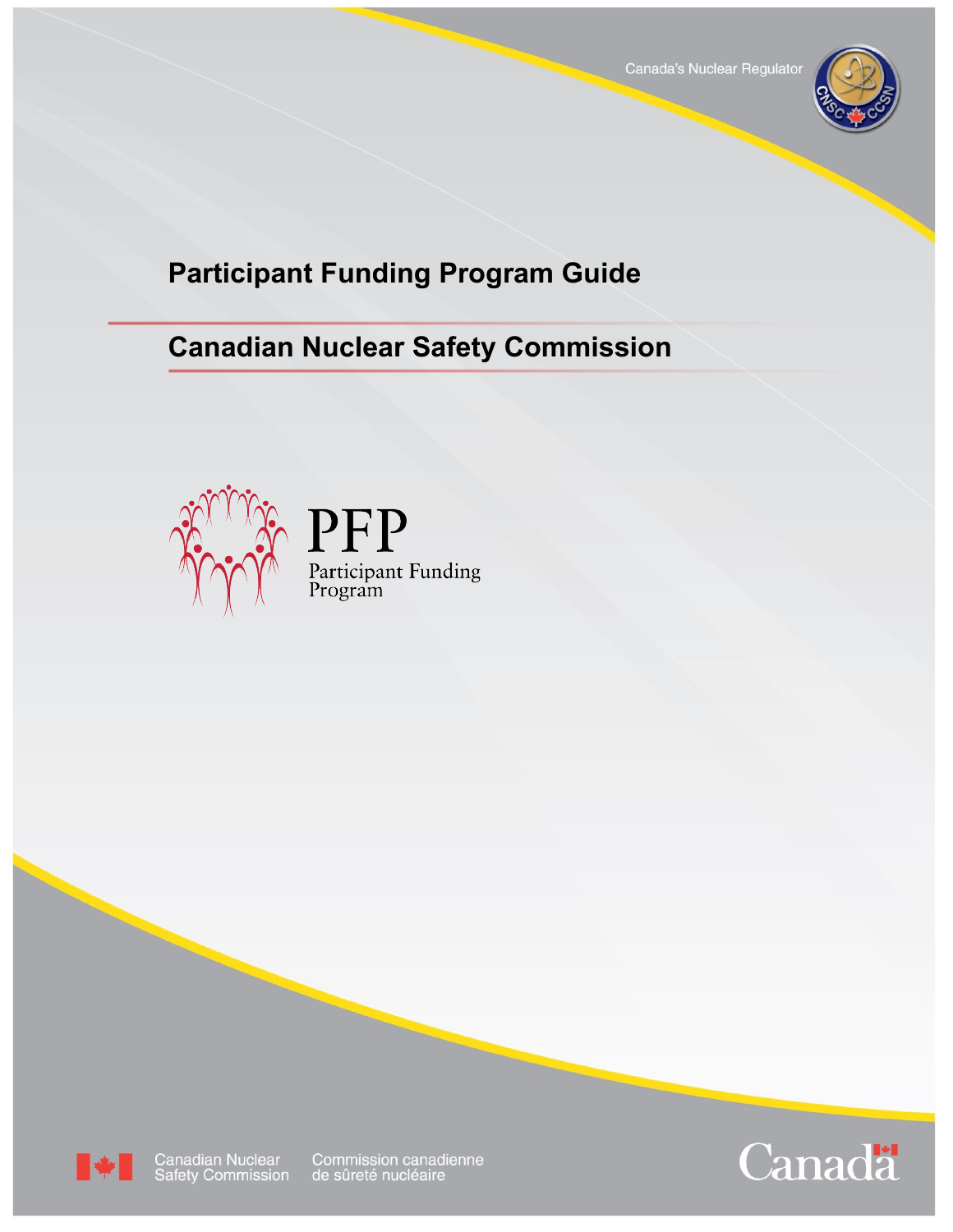Canada's Nuclear Regulator

# Participant Funding Program Guide

## Canadian Nuclear Safety Commission

PFP
Participant Funding Program

Canadian Nuclear Safety Commission
Commission canadienne de sûreté nucléaire

Canada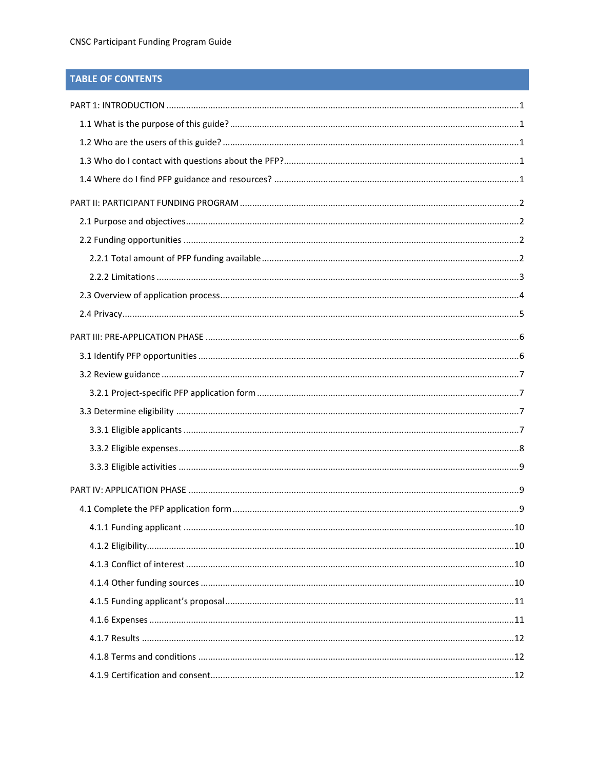## TABLE OF CONTENTS

PART 1: INTRODUCTION ........ 1

- 1.1 What is the purpose of this guide? ........ 1
- 1.2 Who are the users of this guide? ........ 1
- 1.3 Who do I contact with questions about the PFP? ........ 1
- 1.4 Where do I find PFP guidance and resources? ........ 1

PART II: PARTICIPANT FUNDING PROGRAM ........ 2

- 2.1 Purpose and objectives ........ 2
- 2.2 Funding opportunities ........ 2
  - 2.2.1 Total amount of PFP funding available ........ 2
  - 2.2.2 Limitations ........ 3
- 2.3 Overview of application process ........ 4
- 2.4 Privacy ........ 5

PART III: PRE-APPLICATION PHASE ........ 6

- 3.1 Identify PFP opportunities ........ 6
- 3.2 Review guidance ........ 7
  - 3.2.1 Project-specific PFP application form ........ 7
- 3.3 Determine eligibility ........ 7
  - 3.3.1 Eligible applicants ........ 7
  - 3.3.2 Eligible expenses ........ 8
  - 3.3.3 Eligible activities ........ 9

PART IV: APPLICATION PHASE ........ 9

- 4.1 Complete the PFP application form ........ 9
  - 4.1.1 Funding applicant ........ 10
  - 4.1.2 Eligibility ........ 10
  - 4.1.3 Conflict of interest ........ 10
  - 4.1.4 Other funding sources ........ 10
  - 4.1.5 Funding applicant's proposal ........ 11
  - 4.1.6 Expenses ........ 11
  - 4.1.7 Results ........ 12
  - 4.1.8 Terms and conditions ........ 12
  - 4.1.9 Certification and consent ........ 12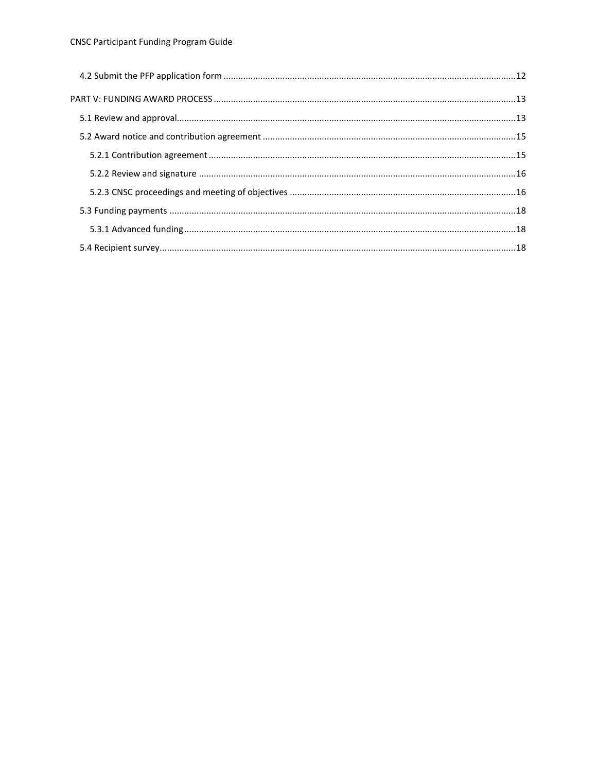4.2 Submit the PFP application form ....................................................................................................12

PART V: FUNDING AWARD PROCESS ..........................................................................................................13

5.1 Review and approval.........................................................................................................................13

5.2 Award notice and contribution agreement ......................................................................................15

5.2.1 Contribution agreement ............................................................................................................15

5.2.2 Review and signature ................................................................................................................16

5.2.3 CNSC proceedings and meeting of objectives ............................................................................16

5.3 Funding payments ............................................................................................................................18

5.3.1 Advanced funding......................................................................................................................18

5.4 Recipient survey................................................................................................................................18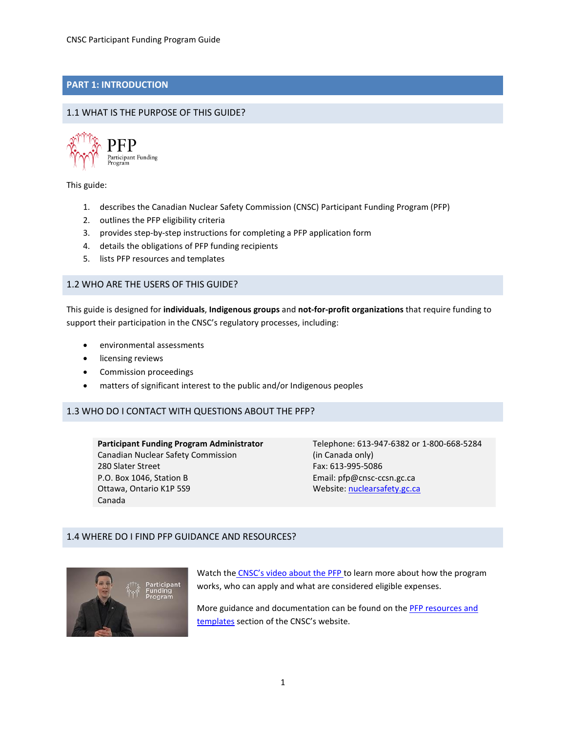# PART 1: INTRODUCTION

## 1.1 WHAT IS THE PURPOSE OF THIS GUIDE?

This guide:

1. describes the Canadian Nuclear Safety Commission (CNSC) Participant Funding Program (PFP)
2. outlines the PFP eligibility criteria
3. provides step-by-step instructions for completing a PFP application form
4. details the obligations of PFP funding recipients
5. lists PFP resources and templates

## 1.2 WHO ARE THE USERS OF THIS GUIDE?

This guide is designed for **individuals**, **Indigenous groups** and **not-for-profit organizations** that require funding to support their participation in the CNSC's regulatory processes, including:

- environmental assessments
- licensing reviews
- Commission proceedings
- matters of significant interest to the public and/or Indigenous peoples

## 1.3 WHO DO I CONTACT WITH QUESTIONS ABOUT THE PFP?

**Participant Funding Program Administrator**
Canadian Nuclear Safety Commission
280 Slater Street
P.O. Box 1046, Station B
Ottawa, Ontario K1P 5S9
Canada

Telephone: 613-947-6382 or 1-800-668-5284 (in Canada only)
Fax: 613-995-5086
Email: pfp@cnsc-ccsn.gc.ca
Website: [nuclearsafety.gc.ca](nuclearsafety.gc.ca)

## 1.4 WHERE DO I FIND PFP GUIDANCE AND RESOURCES?

Watch the [CNSC's video about the PFP](#) to learn more about how the program works, who can apply and what are considered eligible expenses.

More guidance and documentation can be found on the [PFP resources and templates](#) section of the CNSC's website.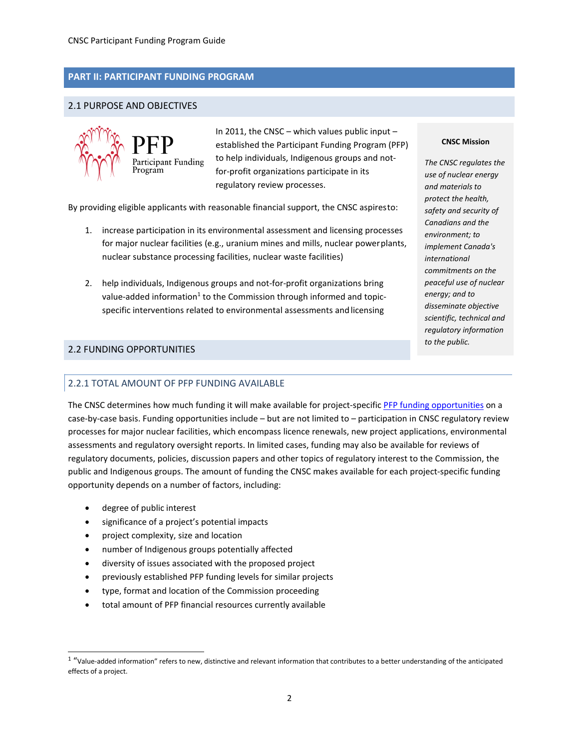# PART II: PARTICIPANT FUNDING PROGRAM

## 2.1 PURPOSE AND OBJECTIVES

In 2011, the CNSC – which values public input – established the Participant Funding Program (PFP) to help individuals, Indigenous groups and not-for-profit organizations participate in its regulatory review processes.

By providing eligible applicants with reasonable financial support, the CNSC aspires to:

1. increase participation in its environmental assessment and licensing processes for major nuclear facilities (e.g., uranium mines and mills, nuclear power plants, nuclear substance processing facilities, nuclear waste facilities)

2. help individuals, Indigenous groups and not-for-profit organizations bring value-added information[1] to the Commission through informed and topic-specific interventions related to environmental assessments and licensing

> **CNSC Mission**
>
> *The CNSC regulates the use of nuclear energy and materials to protect the health, safety and security of Canadians and the environment; to implement Canada's international commitments on the peaceful use of nuclear energy; and to disseminate objective scientific, technical and regulatory information to the public.*

## 2.2 FUNDING OPPORTUNITIES

### 2.2.1 TOTAL AMOUNT OF PFP FUNDING AVAILABLE

The CNSC determines how much funding it will make available for project-specific PFP funding opportunities on a case-by-case basis. Funding opportunities include – but are not limited to – participation in CNSC regulatory review processes for major nuclear facilities, which encompass licence renewals, new project applications, environmental assessments and regulatory oversight reports. In limited cases, funding may also be available for reviews of regulatory documents, policies, discussion papers and other topics of regulatory interest to the Commission, the public and Indigenous groups. The amount of funding the CNSC makes available for each project-specific funding opportunity depends on a number of factors, including:

- degree of public interest
- significance of a project's potential impacts
- project complexity, size and location
- number of Indigenous groups potentially affected
- diversity of issues associated with the proposed project
- previously established PFP funding levels for similar projects
- type, format and location of the Commission proceeding
- total amount of PFP financial resources currently available

[1] "Value-added information" refers to new, distinctive and relevant information that contributes to a better understanding of the anticipated effects of a project.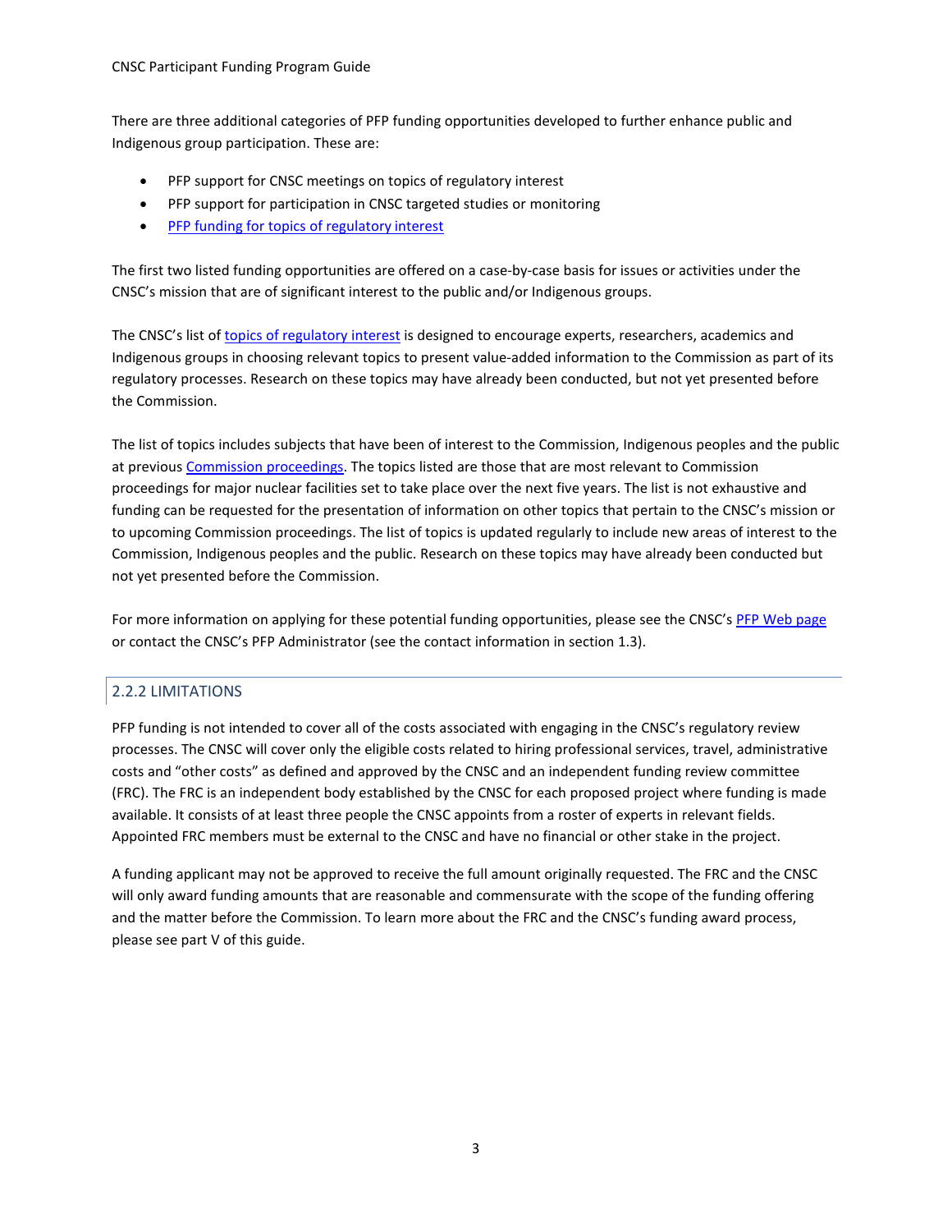There are three additional categories of PFP funding opportunities developed to further enhance public and Indigenous group participation. These are:

- PFP support for CNSC meetings on topics of regulatory interest
- PFP support for participation in CNSC targeted studies or monitoring
- PFP funding for topics of regulatory interest

The first two listed funding opportunities are offered on a case-by-case basis for issues or activities under the CNSC's mission that are of significant interest to the public and/or Indigenous groups.

The CNSC's list of topics of regulatory interest is designed to encourage experts, researchers, academics and Indigenous groups in choosing relevant topics to present value-added information to the Commission as part of its regulatory processes. Research on these topics may have already been conducted, but not yet presented before the Commission.

The list of topics includes subjects that have been of interest to the Commission, Indigenous peoples and the public at previous Commission proceedings. The topics listed are those that are most relevant to Commission proceedings for major nuclear facilities set to take place over the next five years. The list is not exhaustive and funding can be requested for the presentation of information on other topics that pertain to the CNSC's mission or to upcoming Commission proceedings. The list of topics is updated regularly to include new areas of interest to the Commission, Indigenous peoples and the public. Research on these topics may have already been conducted but not yet presented before the Commission.

For more information on applying for these potential funding opportunities, please see the CNSC's PFP Web page or contact the CNSC's PFP Administrator (see the contact information in section 1.3).

### 2.2.2 LIMITATIONS

PFP funding is not intended to cover all of the costs associated with engaging in the CNSC's regulatory review processes. The CNSC will cover only the eligible costs related to hiring professional services, travel, administrative costs and "other costs" as defined and approved by the CNSC and an independent funding review committee (FRC). The FRC is an independent body established by the CNSC for each proposed project where funding is made available. It consists of at least three people the CNSC appoints from a roster of experts in relevant fields. Appointed FRC members must be external to the CNSC and have no financial or other stake in the project.

A funding applicant may not be approved to receive the full amount originally requested. The FRC and the CNSC will only award funding amounts that are reasonable and commensurate with the scope of the funding offering and the matter before the Commission. To learn more about the FRC and the CNSC's funding award process, please see part V of this guide.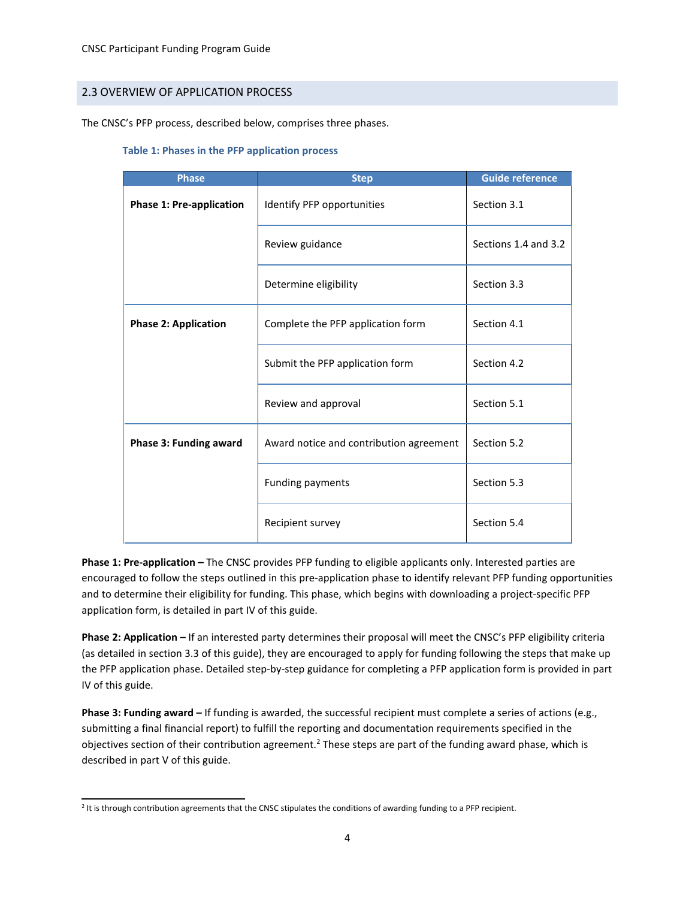## 2.3 OVERVIEW OF APPLICATION PROCESS

The CNSC's PFP process, described below, comprises three phases.

**Table 1: Phases in the PFP application process**

| Phase | Step | Guide reference |
|---|---|---|
| **Phase 1: Pre-application** | Identify PFP opportunities | Section 3.1 |
| | Review guidance | Sections 1.4 and 3.2 |
| | Determine eligibility | Section 3.3 |
| **Phase 2: Application** | Complete the PFP application form | Section 4.1 |
| | Submit the PFP application form | Section 4.2 |
| | Review and approval | Section 5.1 |
| **Phase 3: Funding award** | Award notice and contribution agreement | Section 5.2 |
| | Funding payments | Section 5.3 |
| | Recipient survey | Section 5.4 |

**Phase 1: Pre-application –** The CNSC provides PFP funding to eligible applicants only. Interested parties are encouraged to follow the steps outlined in this pre-application phase to identify relevant PFP funding opportunities and to determine their eligibility for funding. This phase, which begins with downloading a project-specific PFP application form, is detailed in part IV of this guide.

**Phase 2: Application –** If an interested party determines their proposal will meet the CNSC's PFP eligibility criteria (as detailed in section 3.3 of this guide), they are encouraged to apply for funding following the steps that make up the PFP application phase. Detailed step-by-step guidance for completing a PFP application form is provided in part IV of this guide.

**Phase 3: Funding award –** If funding is awarded, the successful recipient must complete a series of actions (e.g., submitting a final financial report) to fulfill the reporting and documentation requirements specified in the objectives section of their contribution agreement.[2] These steps are part of the funding award phase, which is described in part V of this guide.

[2] It is through contribution agreements that the CNSC stipulates the conditions of awarding funding to a PFP recipient.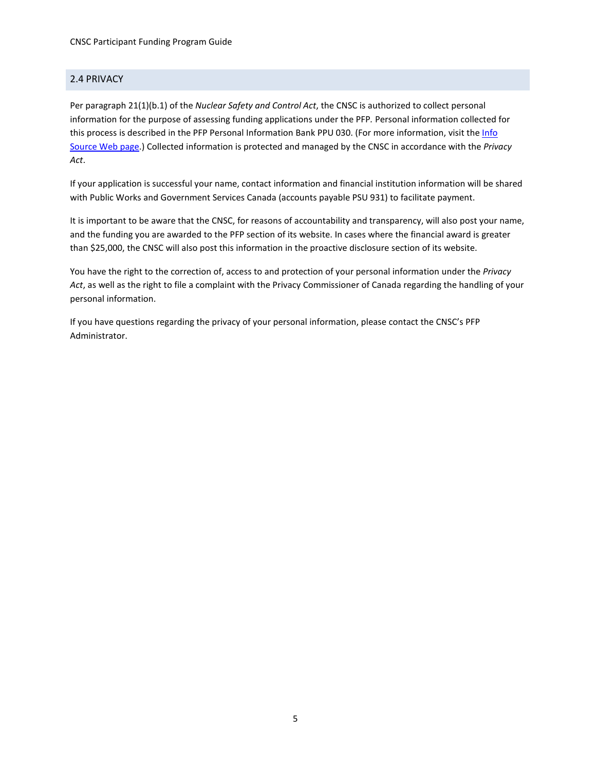## 2.4 PRIVACY

Per paragraph 21(1)(b.1) of the *Nuclear Safety and Control Act*, the CNSC is authorized to collect personal information for the purpose of assessing funding applications under the PFP. Personal information collected for this process is described in the PFP Personal Information Bank PPU 030. (For more information, visit the [Info Source Web page](#).) Collected information is protected and managed by the CNSC in accordance with the *Privacy Act*.

If your application is successful your name, contact information and financial institution information will be shared with Public Works and Government Services Canada (accounts payable PSU 931) to facilitate payment.

It is important to be aware that the CNSC, for reasons of accountability and transparency, will also post your name, and the funding you are awarded to the PFP section of its website. In cases where the financial award is greater than $25,000, the CNSC will also post this information in the proactive disclosure section of its website.

You have the right to the correction of, access to and protection of your personal information under the *Privacy Act*, as well as the right to file a complaint with the Privacy Commissioner of Canada regarding the handling of your personal information.

If you have questions regarding the privacy of your personal information, please contact the CNSC's PFP Administrator.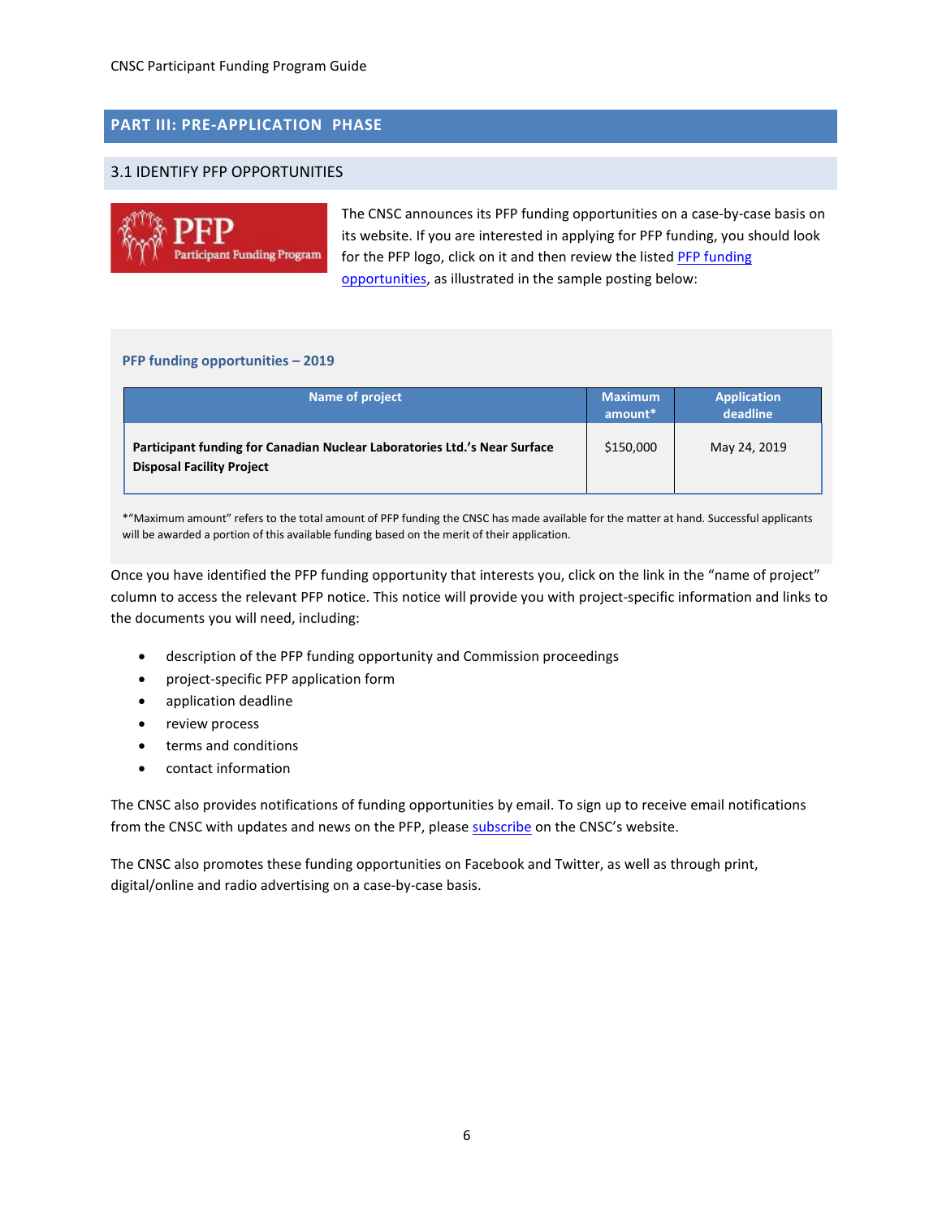## PART III: PRE-APPLICATION PHASE

### 3.1 IDENTIFY PFP OPPORTUNITIES

The CNSC announces its PFP funding opportunities on a case-by-case basis on its website. If you are interested in applying for PFP funding, you should look for the PFP logo, click on it and then review the listed PFP funding opportunities, as illustrated in the sample posting below:

**PFP funding opportunities – 2019**

| Name of project | Maximum amount* | Application deadline |
|---|---|---|
| **Participant funding for Canadian Nuclear Laboratories Ltd.'s Near Surface Disposal Facility Project** | $150,000 | May 24, 2019 |

*"Maximum amount" refers to the total amount of PFP funding the CNSC has made available for the matter at hand. Successful applicants will be awarded a portion of this available funding based on the merit of their application.

Once you have identified the PFP funding opportunity that interests you, click on the link in the "name of project" column to access the relevant PFP notice. This notice will provide you with project-specific information and links to the documents you will need, including:

- description of the PFP funding opportunity and Commission proceedings
- project-specific PFP application form
- application deadline
- review process
- terms and conditions
- contact information

The CNSC also provides notifications of funding opportunities by email. To sign up to receive email notifications from the CNSC with updates and news on the PFP, please subscribe on the CNSC's website.

The CNSC also promotes these funding opportunities on Facebook and Twitter, as well as through print, digital/online and radio advertising on a case-by-case basis.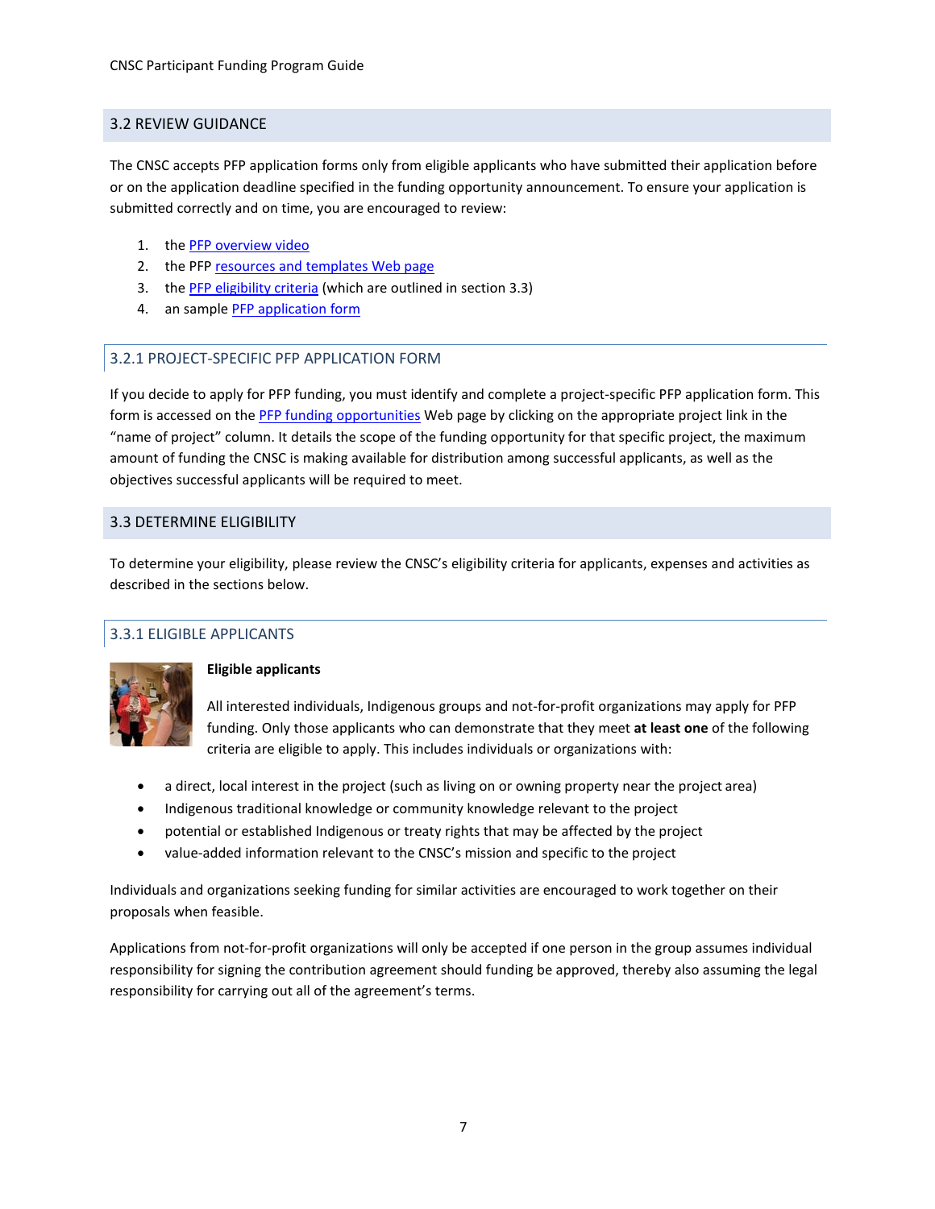## 3.2 REVIEW GUIDANCE

The CNSC accepts PFP application forms only from eligible applicants who have submitted their application before or on the application deadline specified in the funding opportunity announcement. To ensure your application is submitted correctly and on time, you are encouraged to review:

1. the PFP overview video
2. the PFP resources and templates Web page
3. the PFP eligibility criteria (which are outlined in section 3.3)
4. an sample PFP application form

### 3.2.1 PROJECT-SPECIFIC PFP APPLICATION FORM

If you decide to apply for PFP funding, you must identify and complete a project-specific PFP application form. This form is accessed on the PFP funding opportunities Web page by clicking on the appropriate project link in the "name of project" column. It details the scope of the funding opportunity for that specific project, the maximum amount of funding the CNSC is making available for distribution among successful applicants, as well as the objectives successful applicants will be required to meet.

## 3.3 DETERMINE ELIGIBILITY

To determine your eligibility, please review the CNSC's eligibility criteria for applicants, expenses and activities as described in the sections below.

### 3.3.1 ELIGIBLE APPLICANTS

**Eligible applicants**

All interested individuals, Indigenous groups and not-for-profit organizations may apply for PFP funding. Only those applicants who can demonstrate that they meet **at least one** of the following criteria are eligible to apply. This includes individuals or organizations with:

- a direct, local interest in the project (such as living on or owning property near the project area)
- Indigenous traditional knowledge or community knowledge relevant to the project
- potential or established Indigenous or treaty rights that may be affected by the project
- value-added information relevant to the CNSC's mission and specific to the project

Individuals and organizations seeking funding for similar activities are encouraged to work together on their proposals when feasible.

Applications from not-for-profit organizations will only be accepted if one person in the group assumes individual responsibility for signing the contribution agreement should funding be approved, thereby also assuming the legal responsibility for carrying out all of the agreement's terms.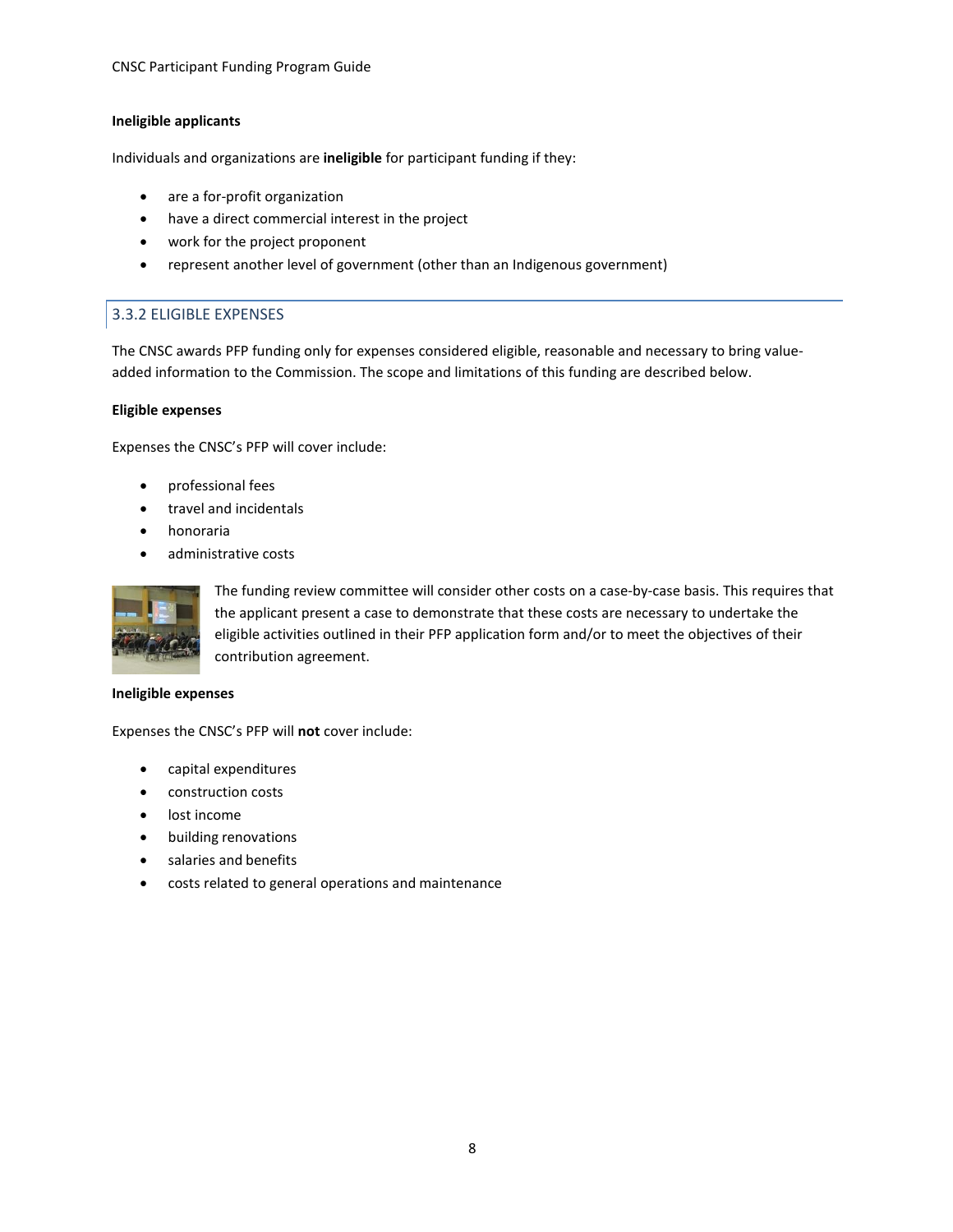**Ineligible applicants**

Individuals and organizations are **ineligible** for participant funding if they:

- are a for-profit organization
- have a direct commercial interest in the project
- work for the project proponent
- represent another level of government (other than an Indigenous government)

### 3.3.2 ELIGIBLE EXPENSES

The CNSC awards PFP funding only for expenses considered eligible, reasonable and necessary to bring value-added information to the Commission. The scope and limitations of this funding are described below.

**Eligible expenses**

Expenses the CNSC's PFP will cover include:

- professional fees
- travel and incidentals
- honoraria
- administrative costs

The funding review committee will consider other costs on a case-by-case basis. This requires that the applicant present a case to demonstrate that these costs are necessary to undertake the eligible activities outlined in their PFP application form and/or to meet the objectives of their contribution agreement.

**Ineligible expenses**

Expenses the CNSC's PFP will **not** cover include:

- capital expenditures
- construction costs
- lost income
- building renovations
- salaries and benefits
- costs related to general operations and maintenance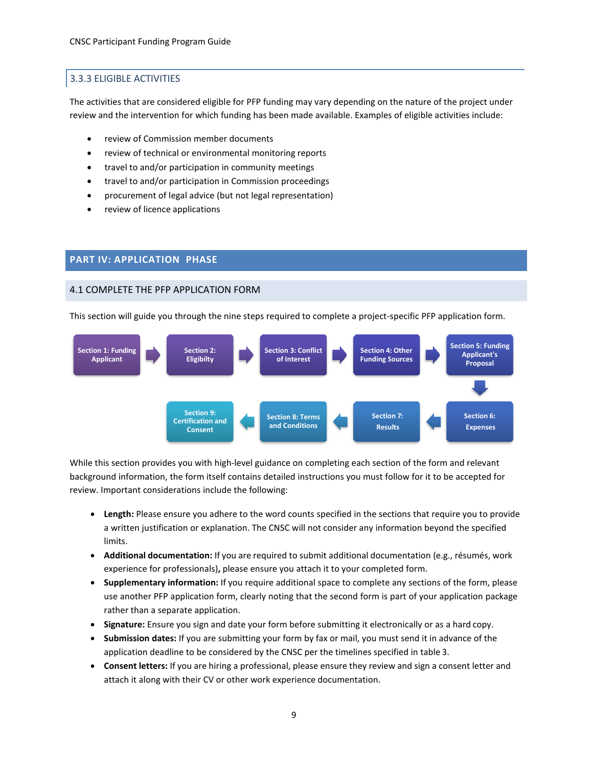### 3.3.3 ELIGIBLE ACTIVITIES

The activities that are considered eligible for PFP funding may vary depending on the nature of the project under review and the intervention for which funding has been made available. Examples of eligible activities include:

- review of Commission member documents
- review of technical or environmental monitoring reports
- travel to and/or participation in community meetings
- travel to and/or participation in Commission proceedings
- procurement of legal advice (but not legal representation)
- review of licence applications

# PART IV: APPLICATION PHASE

## 4.1 COMPLETE THE PFP APPLICATION FORM

This section will guide you through the nine steps required to complete a project-specific PFP application form.

Section 1: Funding Applicant → Section 2: Eligibilty → Section 3: Conflict of Interest → Section 4: Other Funding Sources → Section 5: Funding Applicant's Proposal → Section 6: Expenses → Section 7: Results → Section 8: Terms and Conditions → Section 9: Certification and Consent

While this section provides you with high-level guidance on completing each section of the form and relevant background information, the form itself contains detailed instructions you must follow for it to be accepted for review. Important considerations include the following:

- **Length:** Please ensure you adhere to the word counts specified in the sections that require you to provide a written justification or explanation. The CNSC will not consider any information beyond the specified limits.
- **Additional documentation:** If you are required to submit additional documentation (e.g., résumés, work experience for professionals)**,** please ensure you attach it to your completed form.
- **Supplementary information:** If you require additional space to complete any sections of the form, please use another PFP application form, clearly noting that the second form is part of your application package rather than a separate application.
- **Signature:** Ensure you sign and date your form before submitting it electronically or as a hard copy.
- **Submission dates:** If you are submitting your form by fax or mail, you must send it in advance of the application deadline to be considered by the CNSC per the timelines specified in table 3.
- **Consent letters:** If you are hiring a professional, please ensure they review and sign a consent letter and attach it along with their CV or other work experience documentation.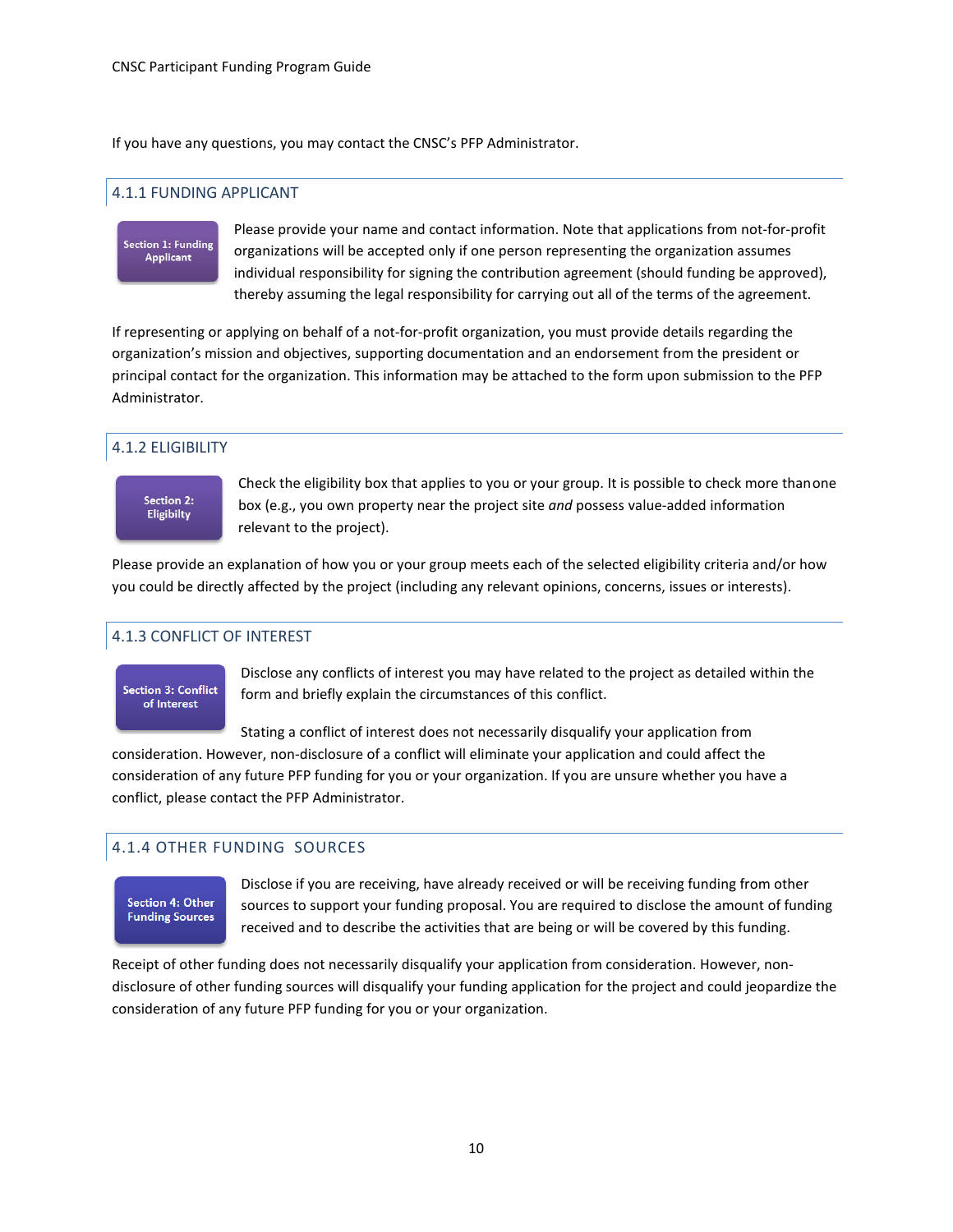If you have any questions, you may contact the CNSC's PFP Administrator.

### 4.1.1 FUNDING APPLICANT

**Section 1: Funding Applicant**

Please provide your name and contact information. Note that applications from not-for-profit organizations will be accepted only if one person representing the organization assumes individual responsibility for signing the contribution agreement (should funding be approved), thereby assuming the legal responsibility for carrying out all of the terms of the agreement.

If representing or applying on behalf of a not-for-profit organization, you must provide details regarding the organization's mission and objectives, supporting documentation and an endorsement from the president or principal contact for the organization. This information may be attached to the form upon submission to the PFP Administrator.

### 4.1.2 ELIGIBILITY

**Section 2: Eligibilty**

Check the eligibility box that applies to you or your group. It is possible to check more than one box (e.g., you own property near the project site *and* possess value-added information relevant to the project).

Please provide an explanation of how you or your group meets each of the selected eligibility criteria and/or how you could be directly affected by the project (including any relevant opinions, concerns, issues or interests).

### 4.1.3 CONFLICT OF INTEREST

**Section 3: Conflict of Interest**

Disclose any conflicts of interest you may have related to the project as detailed within the form and briefly explain the circumstances of this conflict.

Stating a conflict of interest does not necessarily disqualify your application from consideration. However, non-disclosure of a conflict will eliminate your application and could affect the consideration of any future PFP funding for you or your organization. If you are unsure whether you have a conflict, please contact the PFP Administrator.

### 4.1.4 OTHER FUNDING SOURCES

**Section 4: Other Funding Sources**

Disclose if you are receiving, have already received or will be receiving funding from other sources to support your funding proposal. You are required to disclose the amount of funding received and to describe the activities that are being or will be covered by this funding.

Receipt of other funding does not necessarily disqualify your application from consideration. However, non-disclosure of other funding sources will disqualify your funding application for the project and could jeopardize the consideration of any future PFP funding for you or your organization.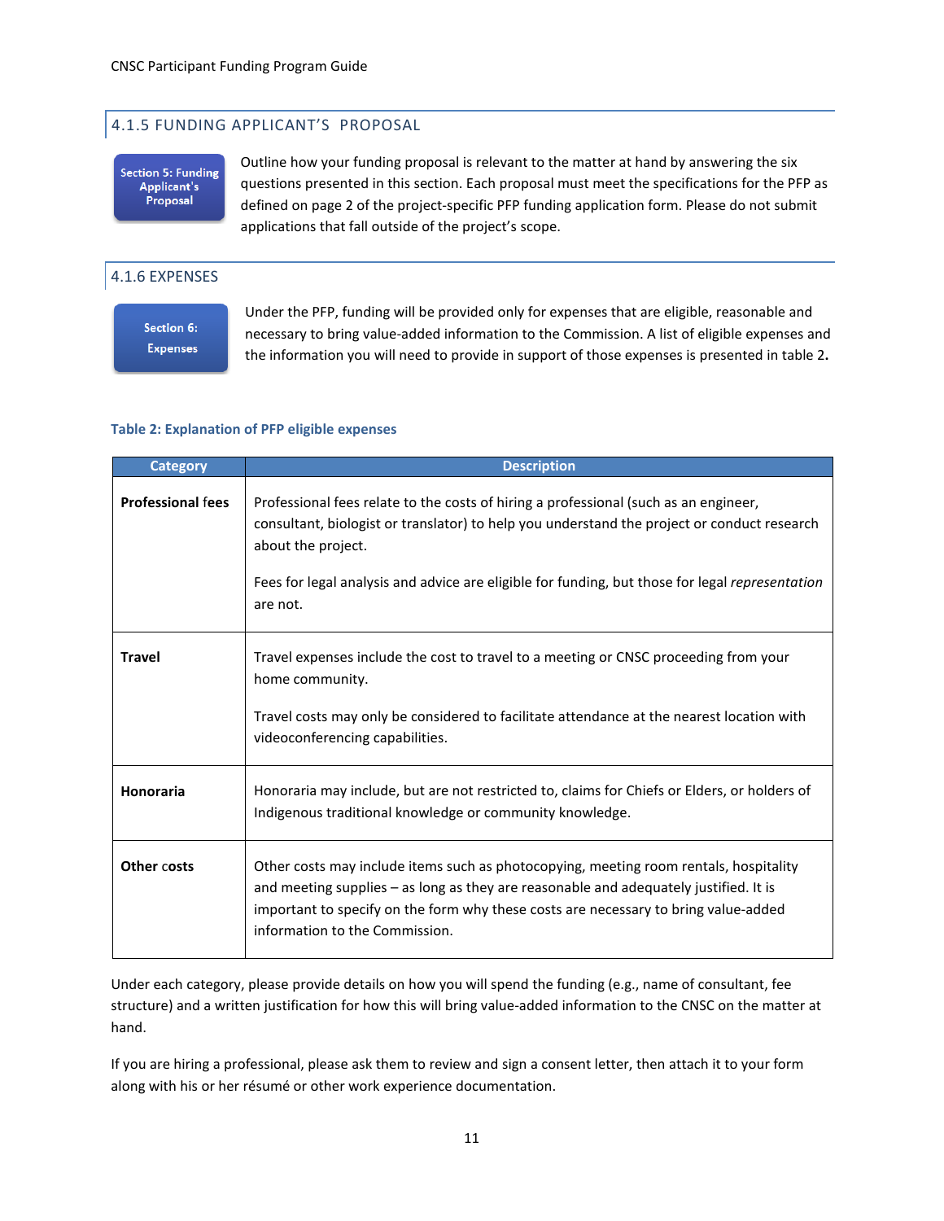### 4.1.5 FUNDING APPLICANT'S PROPOSAL

**Section 5: Funding Applicant's Proposal**

Outline how your funding proposal is relevant to the matter at hand by answering the six questions presented in this section. Each proposal must meet the specifications for the PFP as defined on page 2 of the project-specific PFP funding application form. Please do not submit applications that fall outside of the project's scope.

### 4.1.6 EXPENSES

**Section 6: Expenses**

Under the PFP, funding will be provided only for expenses that are eligible, reasonable and necessary to bring value-added information to the Commission. A list of eligible expenses and the information you will need to provide in support of those expenses is presented in table 2**.**

**Table 2: Explanation of PFP eligible expenses**

| Category | Description |
| --- | --- |
| **Professional fees** | Professional fees relate to the costs of hiring a professional (such as an engineer, consultant, biologist or translator) to help you understand the project or conduct research about the project.<br><br>Fees for legal analysis and advice are eligible for funding, but those for legal *representation* are not. |
| **Travel** | Travel expenses include the cost to travel to a meeting or CNSC proceeding from your home community.<br><br>Travel costs may only be considered to facilitate attendance at the nearest location with videoconferencing capabilities. |
| **Honoraria** | Honoraria may include, but are not restricted to, claims for Chiefs or Elders, or holders of Indigenous traditional knowledge or community knowledge. |
| **Other costs** | Other costs may include items such as photocopying, meeting room rentals, hospitality and meeting supplies – as long as they are reasonable and adequately justified. It is important to specify on the form why these costs are necessary to bring value-added information to the Commission. |

Under each category, please provide details on how you will spend the funding (e.g., name of consultant, fee structure) and a written justification for how this will bring value-added information to the CNSC on the matter at hand.

If you are hiring a professional, please ask them to review and sign a consent letter, then attach it to your form along with his or her résumé or other work experience documentation.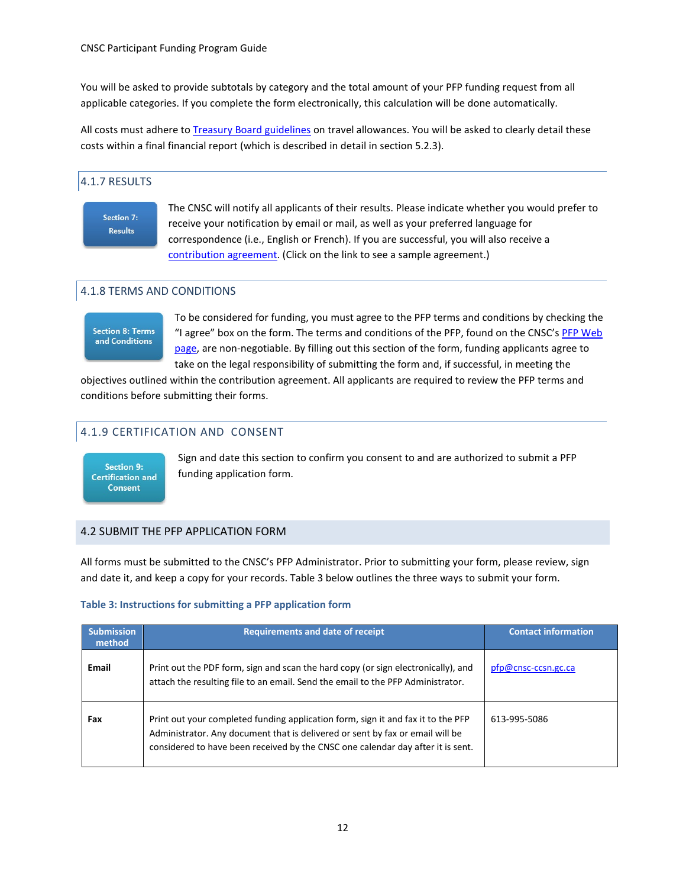You will be asked to provide subtotals by category and the total amount of your PFP funding request from all applicable categories. If you complete the form electronically, this calculation will be done automatically.

All costs must adhere to Treasury Board guidelines on travel allowances. You will be asked to clearly detail these costs within a final financial report (which is described in detail in section 5.2.3).

### 4.1.7 RESULTS

**Section 7: Results**

The CNSC will notify all applicants of their results. Please indicate whether you would prefer to receive your notification by email or mail, as well as your preferred language for correspondence (i.e., English or French). If you are successful, you will also receive a contribution agreement. (Click on the link to see a sample agreement.)

### 4.1.8 TERMS AND CONDITIONS

**Section 8: Terms and Conditions**

To be considered for funding, you must agree to the PFP terms and conditions by checking the "I agree" box on the form. The terms and conditions of the PFP, found on the CNSC's PFP Web page, are non-negotiable. By filling out this section of the form, funding applicants agree to take on the legal responsibility of submitting the form and, if successful, in meeting the objectives outlined within the contribution agreement. All applicants are required to review the PFP terms and conditions before submitting their forms.

### 4.1.9 CERTIFICATION AND CONSENT

**Section 9: Certification and Consent**

Sign and date this section to confirm you consent to and are authorized to submit a PFP funding application form.

## 4.2 SUBMIT THE PFP APPLICATION FORM

All forms must be submitted to the CNSC's PFP Administrator. Prior to submitting your form, please review, sign and date it, and keep a copy for your records. Table 3 below outlines the three ways to submit your form.

**Table 3: Instructions for submitting a PFP application form**

| Submission method | Requirements and date of receipt | Contact information |
|---|---|---|
| **Email** | Print out the PDF form, sign and scan the hard copy (or sign electronically), and attach the resulting file to an email. Send the email to the PFP Administrator. | pfp@cnsc-ccsn.gc.ca |
| **Fax** | Print out your completed funding application form, sign it and fax it to the PFP Administrator. Any document that is delivered or sent by fax or email will be considered to have been received by the CNSC one calendar day after it is sent. | 613-995-5086 |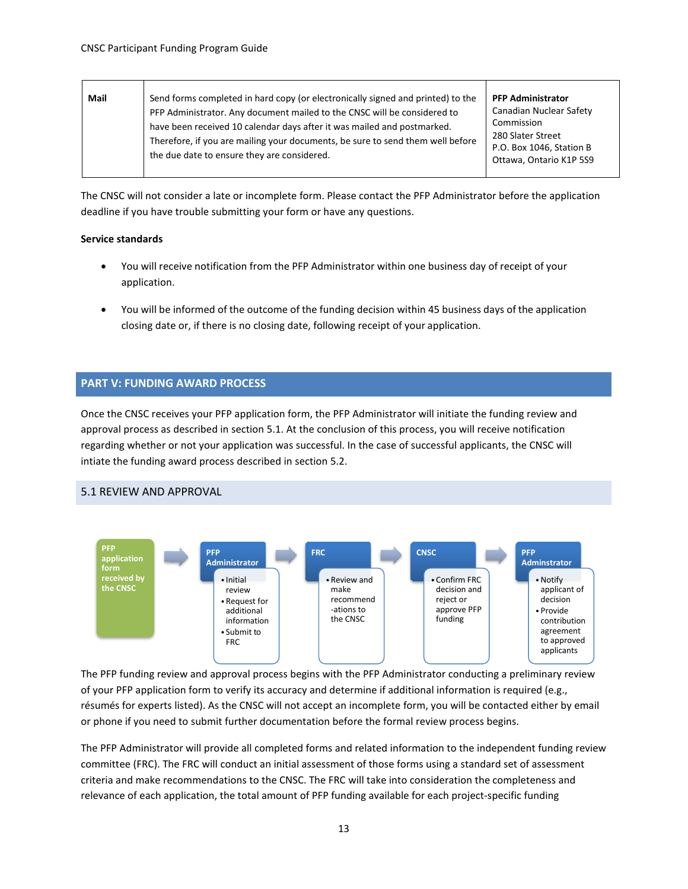| Mail | Send forms completed in hard copy (or electronically signed and printed) to the PFP Administrator. Any document mailed to the CNSC will be considered to have been received 10 calendar days after it was mailed and postmarked. Therefore, if you are mailing your documents, be sure to send them well before the due date to ensure they are considered. | **PFP Administrator**<br>Canadian Nuclear Safety Commission<br>280 Slater Street<br>P.O. Box 1046, Station B<br>Ottawa, Ontario K1P 5S9 |
|---|---|---|

The CNSC will not consider a late or incomplete form. Please contact the PFP Administrator before the application deadline if you have trouble submitting your form or have any questions.

**Service standards**

- You will receive notification from the PFP Administrator within one business day of receipt of your application.
- You will be informed of the outcome of the funding decision within 45 business days of the application closing date or, if there is no closing date, following receipt of your application.

## PART V: FUNDING AWARD PROCESS

Once the CNSC receives your PFP application form, the PFP Administrator will initiate the funding review and approval process as described in section 5.1. At the conclusion of this process, you will receive notification regarding whether or not your application was successful. In the case of successful applicants, the CNSC will intiate the funding award process described in section 5.2.

### 5.1 REVIEW AND APPROVAL

**PFP application form received by the CNSC** → **PFP Administrator**
- Initial review
- Request for additional information
- Submit to FRC

→ **FRC**
- Review and make recommend-ations to the CNSC

→ **CNSC**
- Confirm FRC decision and reject or approve PFP funding

→ **PFP Adminstrator**
- Notify applicant of decision
- Provide contribution agreement to approved applicants

The PFP funding review and approval process begins with the PFP Administrator conducting a preliminary review of your PFP application form to verify its accuracy and determine if additional information is required (e.g., résumés for experts listed). As the CNSC will not accept an incomplete form, you will be contacted either by email or phone if you need to submit further documentation before the formal review process begins.

The PFP Administrator will provide all completed forms and related information to the independent funding review committee (FRC). The FRC will conduct an initial assessment of those forms using a standard set of assessment criteria and make recommendations to the CNSC. The FRC will take into consideration the completeness and relevance of each application, the total amount of PFP funding available for each project-specific funding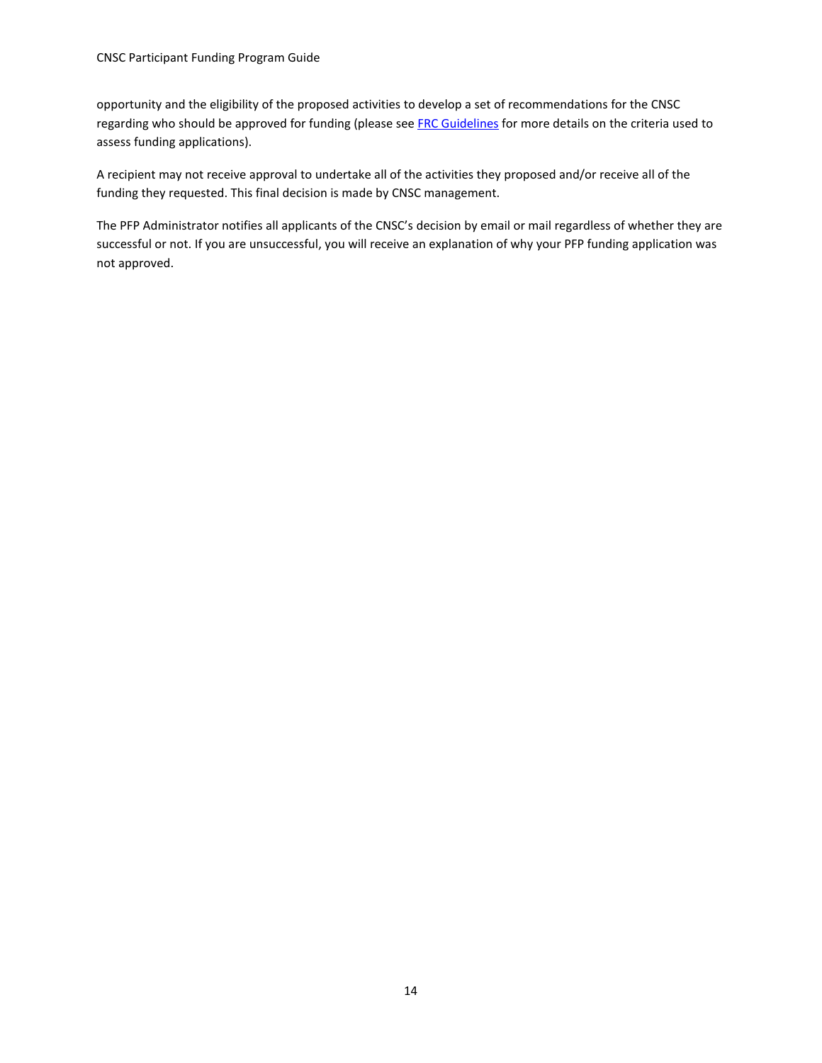opportunity and the eligibility of the proposed activities to develop a set of recommendations for the CNSC regarding who should be approved for funding (please see FRC Guidelines for more details on the criteria used to assess funding applications).

A recipient may not receive approval to undertake all of the activities they proposed and/or receive all of the funding they requested. This final decision is made by CNSC management.

The PFP Administrator notifies all applicants of the CNSC's decision by email or mail regardless of whether they are successful or not. If you are unsuccessful, you will receive an explanation of why your PFP funding application was not approved.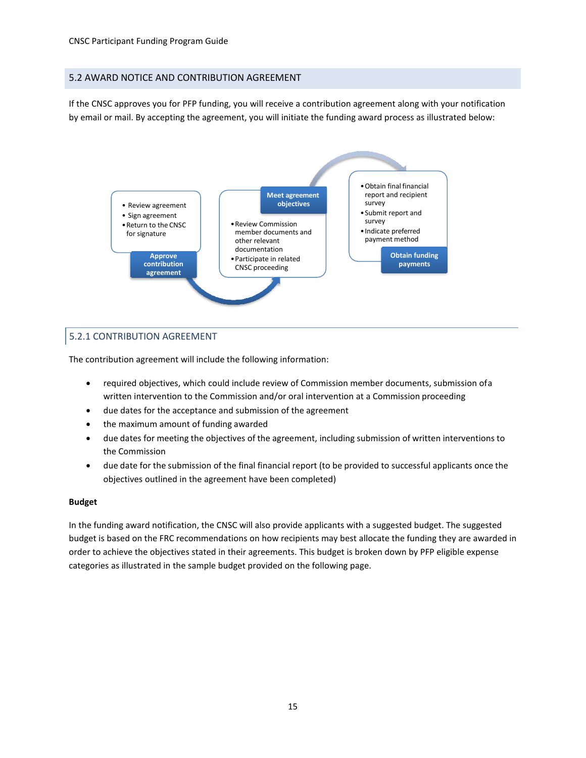## 5.2 AWARD NOTICE AND CONTRIBUTION AGREEMENT

If the CNSC approves you for PFP funding, you will receive a contribution agreement along with your notification by email or mail. By accepting the agreement, you will initiate the funding award process as illustrated below:

**Approve contribution agreement**
- Review agreement
- Sign agreement
- Return to the CNSC for signature

**Meet agreement objectives**
- Review Commission member documents and other relevant documentation
- Participate in related CNSC proceeding

**Obtain funding payments**
- Obtain final financial report and recipient survey
- Submit report and survey
- Indicate preferred payment method

### 5.2.1 CONTRIBUTION AGREEMENT

The contribution agreement will include the following information:

- required objectives, which could include review of Commission member documents, submission of a written intervention to the Commission and/or oral intervention at a Commission proceeding
- due dates for the acceptance and submission of the agreement
- the maximum amount of funding awarded
- due dates for meeting the objectives of the agreement, including submission of written interventions to the Commission
- due date for the submission of the final financial report (to be provided to successful applicants once the objectives outlined in the agreement have been completed)

**Budget**

In the funding award notification, the CNSC will also provide applicants with a suggested budget. The suggested budget is based on the FRC recommendations on how recipients may best allocate the funding they are awarded in order to achieve the objectives stated in their agreements. This budget is broken down by PFP eligible expense categories as illustrated in the sample budget provided on the following page.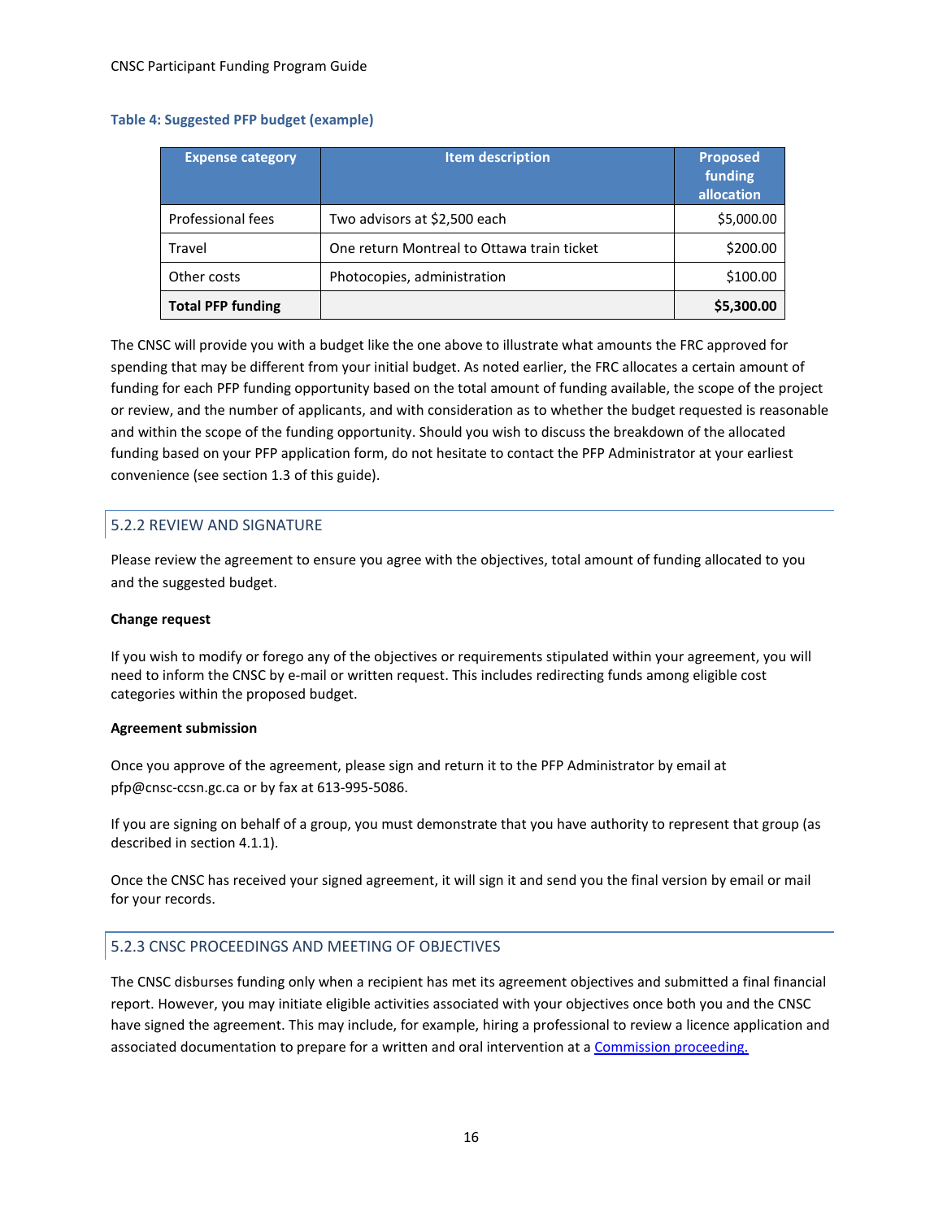**Table 4: Suggested PFP budget (example)**

| Expense category | Item description | Proposed funding allocation |
|---|---|---|
| Professional fees | Two advisors at $2,500 each | $5,000.00 |
| Travel | One return Montreal to Ottawa train ticket | $200.00 |
| Other costs | Photocopies, administration | $100.00 |
| **Total PFP funding** | | **$5,300.00** |

The CNSC will provide you with a budget like the one above to illustrate what amounts the FRC approved for spending that may be different from your initial budget. As noted earlier, the FRC allocates a certain amount of funding for each PFP funding opportunity based on the total amount of funding available, the scope of the project or review, and the number of applicants, and with consideration as to whether the budget requested is reasonable and within the scope of the funding opportunity. Should you wish to discuss the breakdown of the allocated funding based on your PFP application form, do not hesitate to contact the PFP Administrator at your earliest convenience (see section 1.3 of this guide).

### 5.2.2 REVIEW AND SIGNATURE

Please review the agreement to ensure you agree with the objectives, total amount of funding allocated to you and the suggested budget.

**Change request**

If you wish to modify or forego any of the objectives or requirements stipulated within your agreement, you will need to inform the CNSC by e-mail or written request. This includes redirecting funds among eligible cost categories within the proposed budget.

**Agreement submission**

Once you approve of the agreement, please sign and return it to the PFP Administrator by email at pfp@cnsc-ccsn.gc.ca or by fax at 613-995-5086.

If you are signing on behalf of a group, you must demonstrate that you have authority to represent that group (as described in section 4.1.1).

Once the CNSC has received your signed agreement, it will sign it and send you the final version by email or mail for your records.

### 5.2.3 CNSC PROCEEDINGS AND MEETING OF OBJECTIVES

The CNSC disburses funding only when a recipient has met its agreement objectives and submitted a final financial report. However, you may initiate eligible activities associated with your objectives once both you and the CNSC have signed the agreement. This may include, for example, hiring a professional to review a licence application and associated documentation to prepare for a written and oral intervention at a Commission proceeding.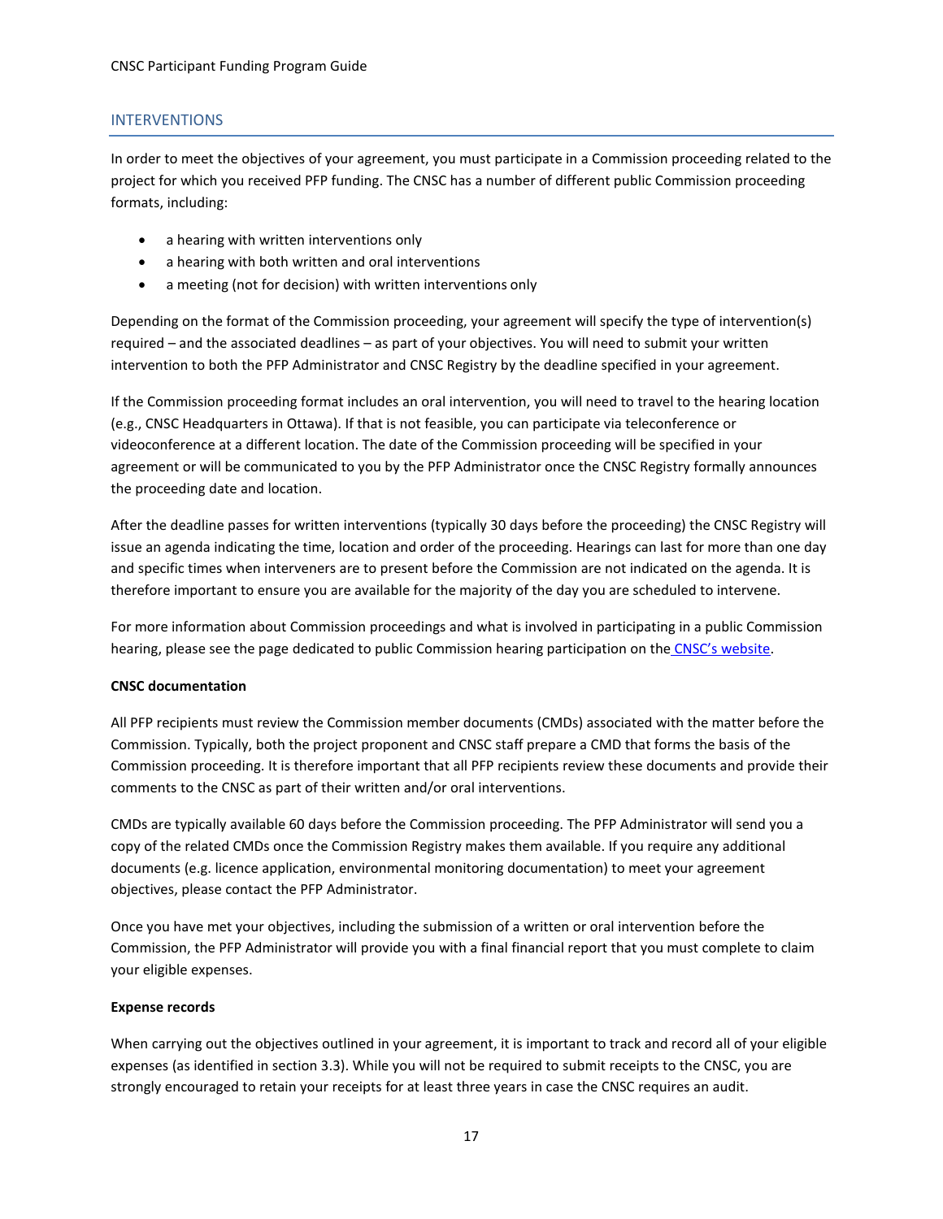## INTERVENTIONS

In order to meet the objectives of your agreement, you must participate in a Commission proceeding related to the project for which you received PFP funding. The CNSC has a number of different public Commission proceeding formats, including:

- a hearing with written interventions only
- a hearing with both written and oral interventions
- a meeting (not for decision) with written interventions only

Depending on the format of the Commission proceeding, your agreement will specify the type of intervention(s) required – and the associated deadlines – as part of your objectives. You will need to submit your written intervention to both the PFP Administrator and CNSC Registry by the deadline specified in your agreement.

If the Commission proceeding format includes an oral intervention, you will need to travel to the hearing location (e.g., CNSC Headquarters in Ottawa). If that is not feasible, you can participate via teleconference or videoconference at a different location. The date of the Commission proceeding will be specified in your agreement or will be communicated to you by the PFP Administrator once the CNSC Registry formally announces the proceeding date and location.

After the deadline passes for written interventions (typically 30 days before the proceeding) the CNSC Registry will issue an agenda indicating the time, location and order of the proceeding. Hearings can last for more than one day and specific times when interveners are to present before the Commission are not indicated on the agenda. It is therefore important to ensure you are available for the majority of the day you are scheduled to intervene.

For more information about Commission proceedings and what is involved in participating in a public Commission hearing, please see the page dedicated to public Commission hearing participation on the CNSC's website.

**CNSC documentation**

All PFP recipients must review the Commission member documents (CMDs) associated with the matter before the Commission. Typically, both the project proponent and CNSC staff prepare a CMD that forms the basis of the Commission proceeding. It is therefore important that all PFP recipients review these documents and provide their comments to the CNSC as part of their written and/or oral interventions.

CMDs are typically available 60 days before the Commission proceeding. The PFP Administrator will send you a copy of the related CMDs once the Commission Registry makes them available. If you require any additional documents (e.g. licence application, environmental monitoring documentation) to meet your agreement objectives, please contact the PFP Administrator.

Once you have met your objectives, including the submission of a written or oral intervention before the Commission, the PFP Administrator will provide you with a final financial report that you must complete to claim your eligible expenses.

**Expense records**

When carrying out the objectives outlined in your agreement, it is important to track and record all of your eligible expenses (as identified in section 3.3). While you will not be required to submit receipts to the CNSC, you are strongly encouraged to retain your receipts for at least three years in case the CNSC requires an audit.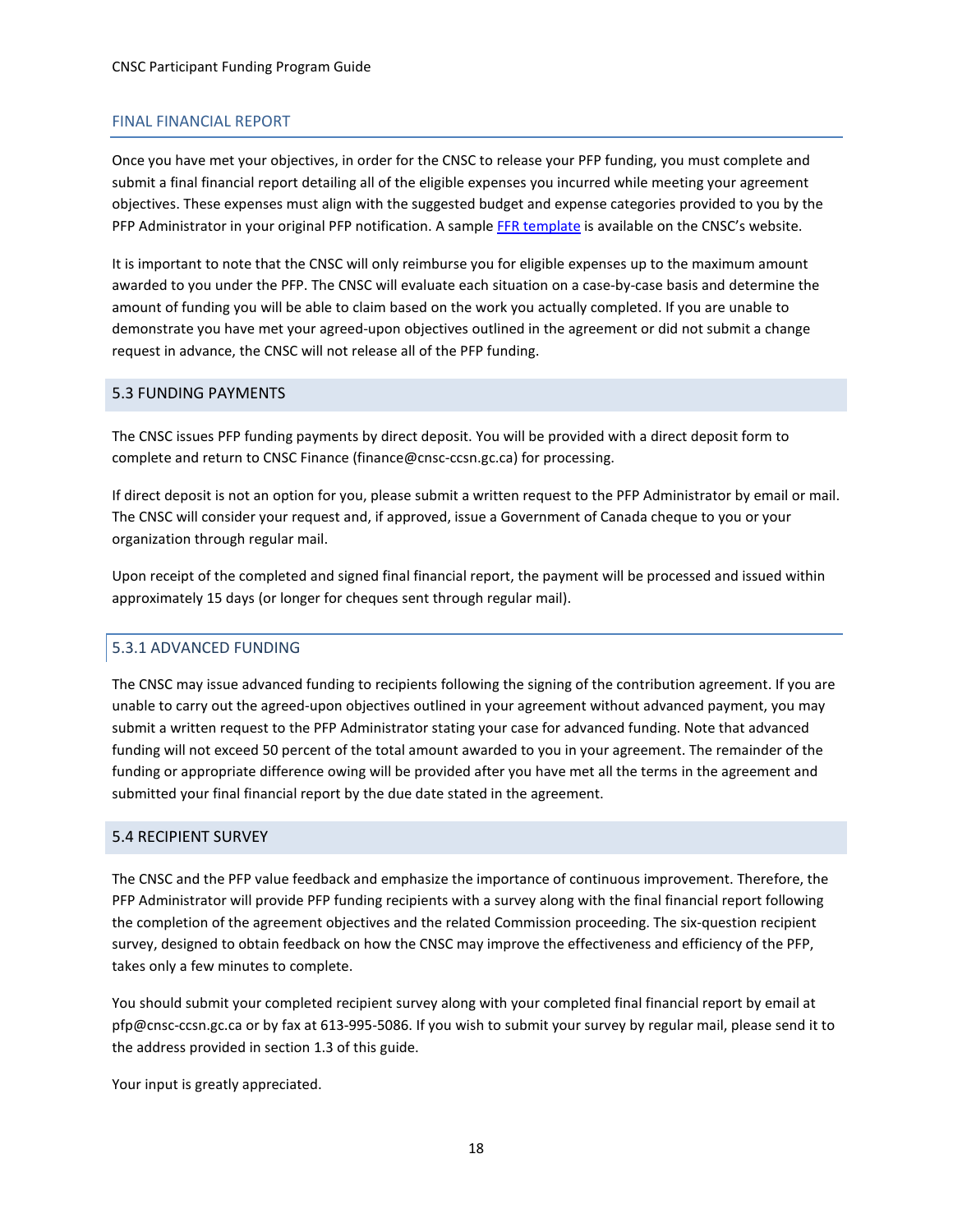### FINAL FINANCIAL REPORT

Once you have met your objectives, in order for the CNSC to release your PFP funding, you must complete and submit a final financial report detailing all of the eligible expenses you incurred while meeting your agreement objectives. These expenses must align with the suggested budget and expense categories provided to you by the PFP Administrator in your original PFP notification. A sample FFR template is available on the CNSC's website.

It is important to note that the CNSC will only reimburse you for eligible expenses up to the maximum amount awarded to you under the PFP. The CNSC will evaluate each situation on a case-by-case basis and determine the amount of funding you will be able to claim based on the work you actually completed. If you are unable to demonstrate you have met your agreed-upon objectives outlined in the agreement or did not submit a change request in advance, the CNSC will not release all of the PFP funding.

## 5.3 FUNDING PAYMENTS

The CNSC issues PFP funding payments by direct deposit. You will be provided with a direct deposit form to complete and return to CNSC Finance (finance@cnsc-ccsn.gc.ca) for processing.

If direct deposit is not an option for you, please submit a written request to the PFP Administrator by email or mail. The CNSC will consider your request and, if approved, issue a Government of Canada cheque to you or your organization through regular mail.

Upon receipt of the completed and signed final financial report, the payment will be processed and issued within approximately 15 days (or longer for cheques sent through regular mail).

### 5.3.1 ADVANCED FUNDING

The CNSC may issue advanced funding to recipients following the signing of the contribution agreement. If you are unable to carry out the agreed-upon objectives outlined in your agreement without advanced payment, you may submit a written request to the PFP Administrator stating your case for advanced funding. Note that advanced funding will not exceed 50 percent of the total amount awarded to you in your agreement. The remainder of the funding or appropriate difference owing will be provided after you have met all the terms in the agreement and submitted your final financial report by the due date stated in the agreement.

## 5.4 RECIPIENT SURVEY

The CNSC and the PFP value feedback and emphasize the importance of continuous improvement. Therefore, the PFP Administrator will provide PFP funding recipients with a survey along with the final financial report following the completion of the agreement objectives and the related Commission proceeding. The six-question recipient survey, designed to obtain feedback on how the CNSC may improve the effectiveness and efficiency of the PFP, takes only a few minutes to complete.

You should submit your completed recipient survey along with your completed final financial report by email at pfp@cnsc-ccsn.gc.ca or by fax at 613-995-5086. If you wish to submit your survey by regular mail, please send it to the address provided in section 1.3 of this guide.

Your input is greatly appreciated.